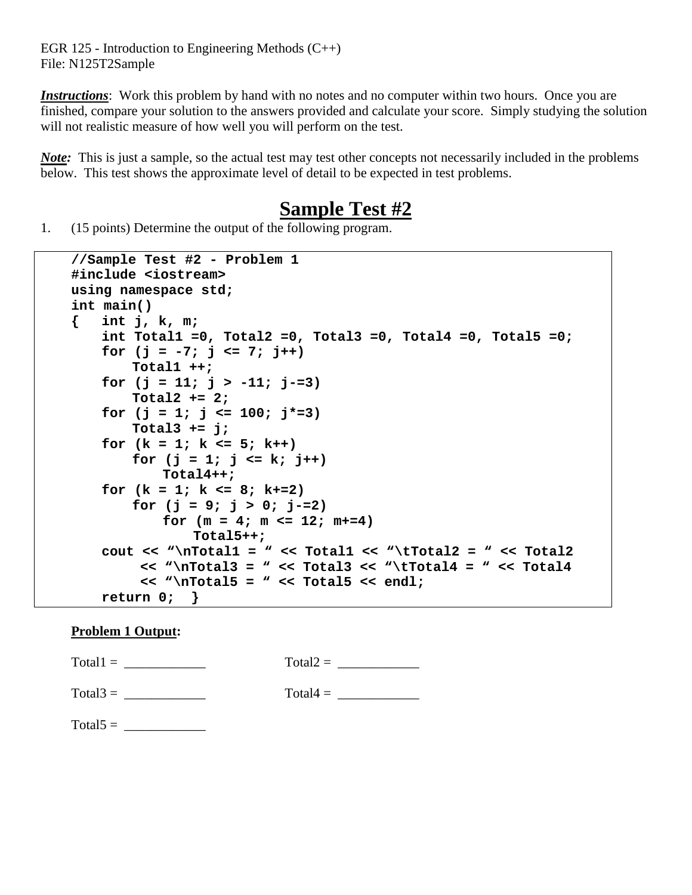EGR 125 - Introduction to Engineering Methods (C++)
File: N125T2Sample

***Instructions***: Work this problem by hand with no notes and no computer within two hours. Once you are finished, compare your solution to the answers provided and calculate your score. Simply studying the solution will not realistic measure of how well you will perform on the test.

***Note:*** This is just a sample, so the actual test may test other concepts not necessarily included in the problems below. This test shows the approximate level of detail to be expected in test problems.

# Sample Test #2

1. (15 points) Determine the output of the following program.

```
//Sample Test #2 - Problem 1
#include <iostream>
using namespace std;
int main()
{   int j, k, m;
    int Total1 =0, Total2 =0, Total3 =0, Total4 =0, Total5 =0;
    for (j = -7; j <= 7; j++)
        Total1 ++;
    for (j = 11; j > -11; j-=3)
        Total2 += 2;
    for (j = 1; j <= 100; j*=3)
        Total3 += j;
    for (k = 1; k <= 5; k++)
        for (j = 1; j <= k; j++)
            Total4++;
    for (k = 1; k <= 8; k+=2)
        for (j = 9; j > 0; j-=2)
            for (m = 4; m <= 12; m+=4)
                Total5++;
    cout << "\nTotal1 = " << Total1 << "\tTotal2 = " << Total2
         << "\nTotal3 = " << Total3 << "\tTotal4 = " << Total4
         << "\nTotal5 = " << Total5 << endl;
    return 0;  }
```

**Problem 1 Output:**

Total1 = ____________    Total2 = ____________

Total3 = ____________    Total4 = ____________

Total5 = ____________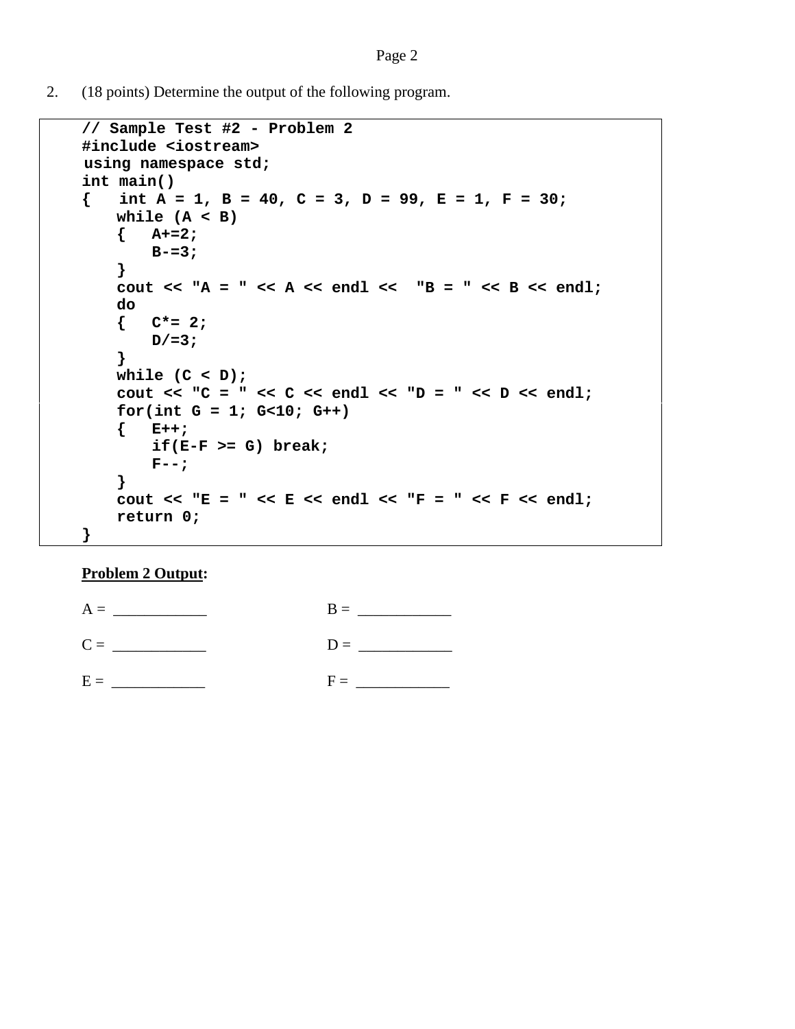2. (18 points) Determine the output of the following program.

```
// Sample Test #2 - Problem 2
#include <iostream>
using namespace std;
int main()
{   int A = 1, B = 40, C = 3, D = 99, E = 1, F = 30;
    while (A < B)
    {   A+=2;
        B-=3;
    }
    cout << "A = " << A << endl <<  "B = " << B << endl;
    do
    {   C*= 2;
        D/=3;
    }
    while (C < D);
    cout << "C = " << C << endl << "D = " << D << endl;
    for(int G = 1; G<10; G++)
    {   E++;
        if(E-F >= G) break;
        F--;
    }
    cout << "E = " << E << endl << "F = " << F << endl;
    return 0;
}
```

**<u>Problem 2 Output</u>:**

A = ____________     B = ____________

C = ____________     D = ____________

E = ____________     F = ____________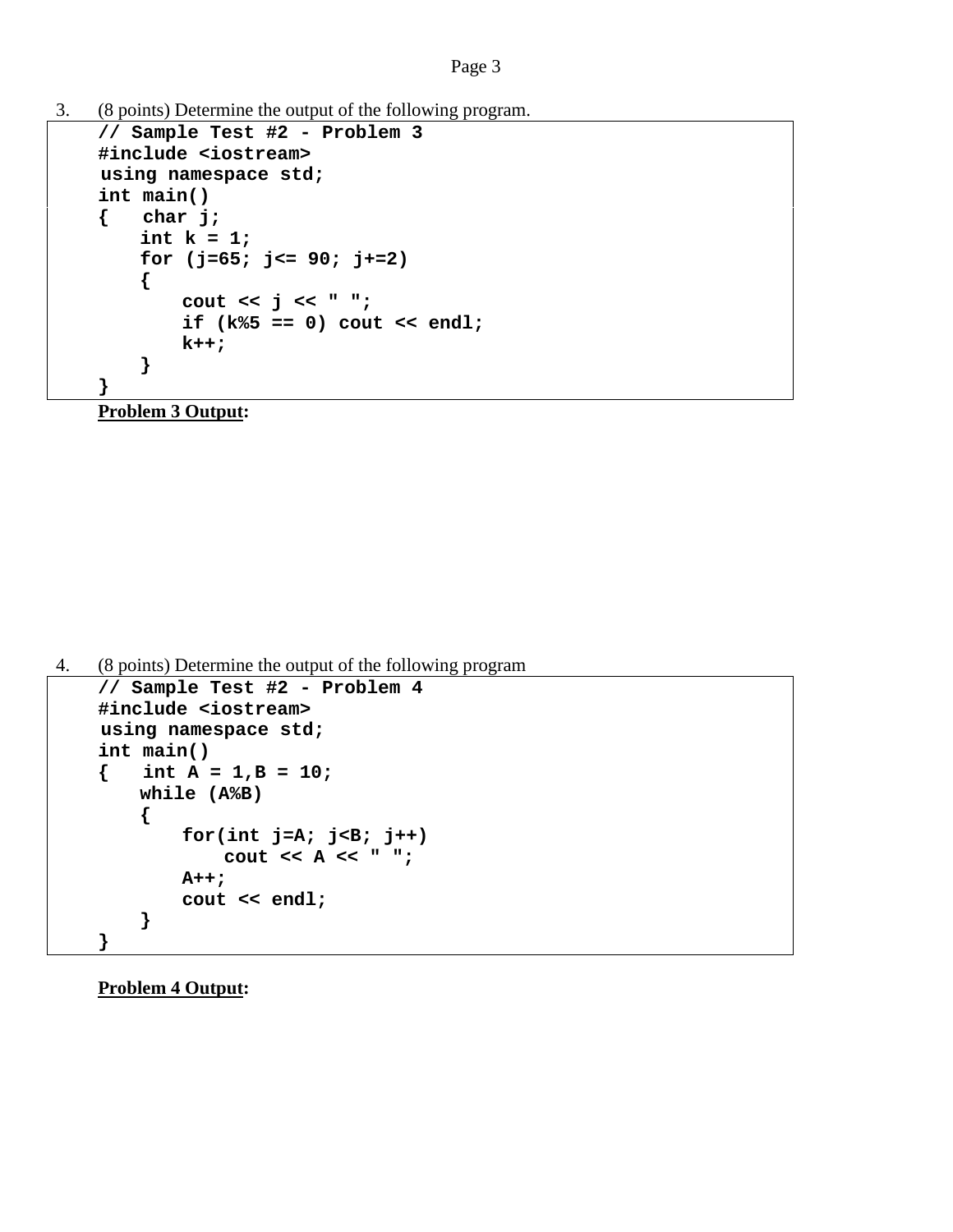3. (8 points) Determine the output of the following program.

```
// Sample Test #2 - Problem 3
#include <iostream>
using namespace std;
int main()
{   char j;
    int k = 1;
    for (j=65; j<= 90; j+=2)
    {
        cout << j << " ";
        if (k%5 == 0) cout << endl;
        k++;
    }
}
```

**Problem 3 Output**:

4. (8 points) Determine the output of the following program

```
// Sample Test #2 - Problem 4
#include <iostream>
using namespace std;
int main()
{   int A = 1,B = 10;
    while (A%B)
    {
        for(int j=A; j<B; j++)
            cout << A << " ";
        A++;
        cout << endl;
    }
}
```

**Problem 4 Output**: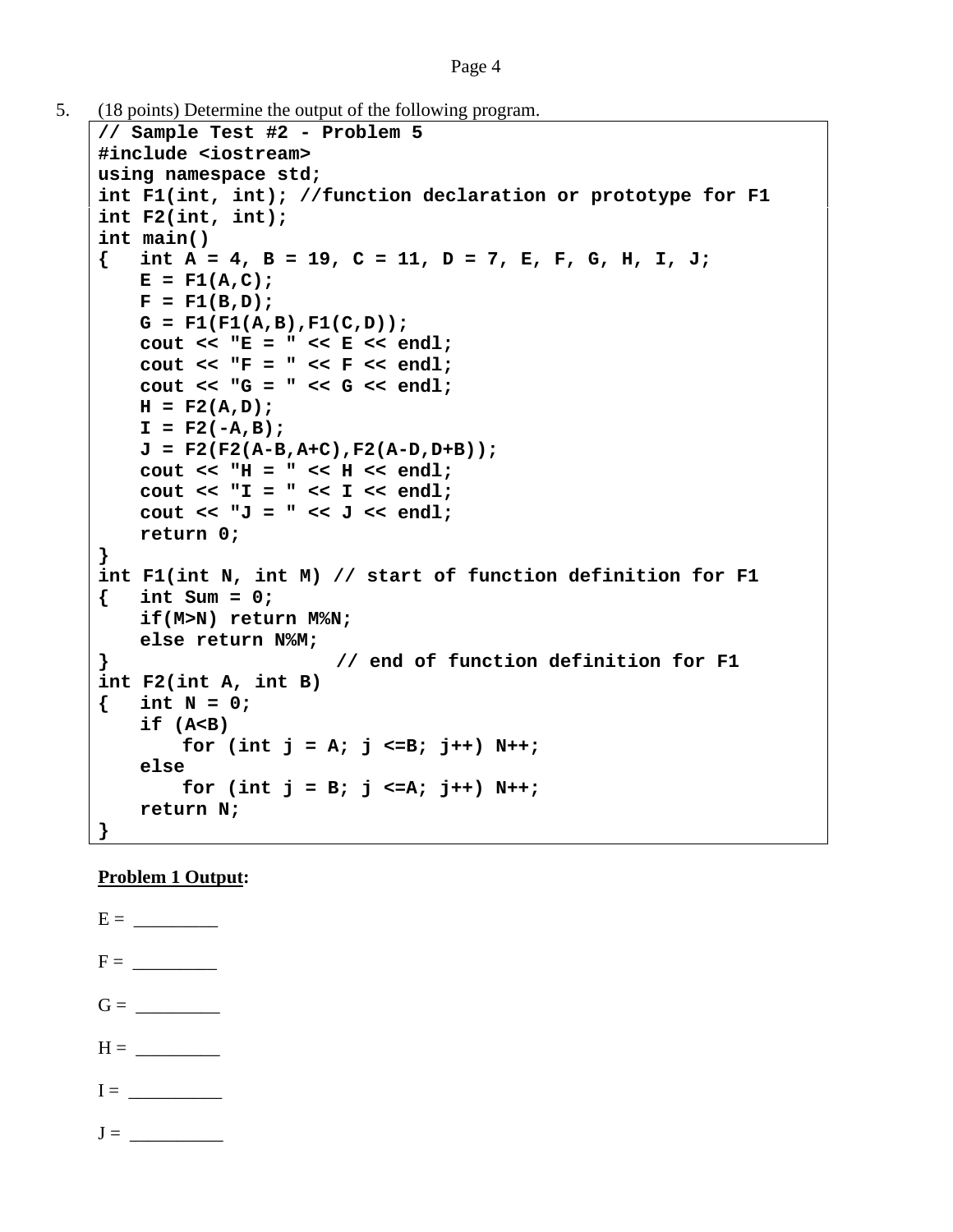5. (18 points) Determine the output of the following program.

```
// Sample Test #2 - Problem 5
#include <iostream>
using namespace std;
int F1(int, int); //function declaration or prototype for F1
int F2(int, int);
int main()
{   int A = 4, B = 19, C = 11, D = 7, E, F, G, H, I, J;
    E = F1(A,C);
    F = F1(B,D);
    G = F1(F1(A,B),F1(C,D));
    cout << "E = " << E << endl;
    cout << "F = " << F << endl;
    cout << "G = " << G << endl;
    H = F2(A,D);
    I = F2(-A,B);
    J = F2(F2(A-B,A+C),F2(A-D,D+B));
    cout << "H = " << H << endl;
    cout << "I = " << I << endl;
    cout << "J = " << J << endl;
    return 0;
}
int F1(int N, int M) // start of function definition for F1
{   int Sum = 0;
    if(M>N) return M%N;
    else return N%M;
}                    // end of function definition for F1
int F2(int A, int B)
{   int N = 0;
    if (A<B)
        for (int j = A; j <=B; j++) N++;
    else
        for (int j = B; j <=A; j++) N++;
    return N;
}
```

**<u>Problem 1 Output</u>:**

E = _________

F = _________

G = _________

H = _________

I = __________

J = __________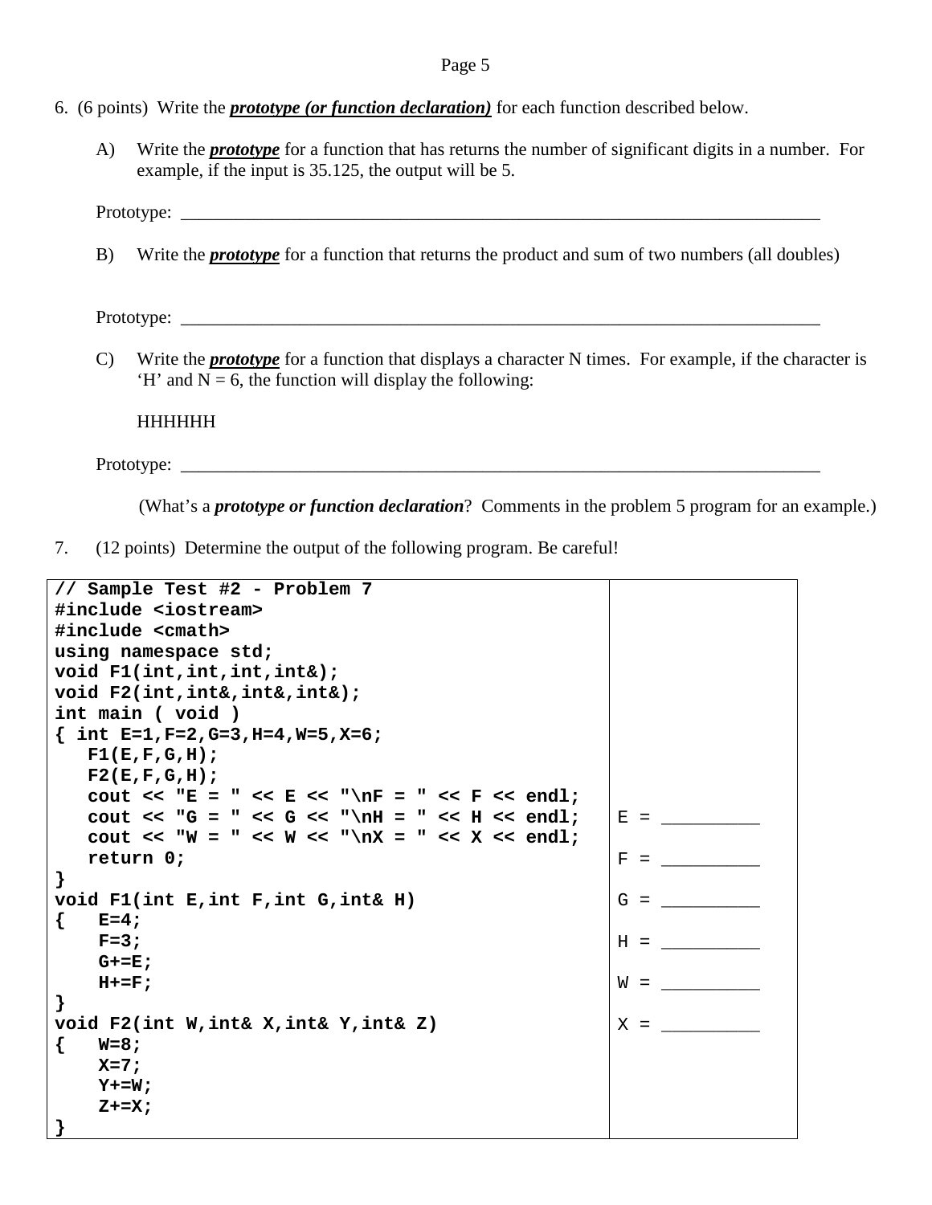6. (6 points) Write the ***prototype (or function declaration)*** for each function described below.

   A) Write the ***prototype*** for a function that has returns the number of significant digits in a number. For example, if the input is 35.125, the output will be 5.

   Prototype: ___________________________________________________________________________

   B) Write the ***prototype*** for a function that returns the product and sum of two numbers (all doubles)

   Prototype: ___________________________________________________________________________

   C) Write the ***prototype*** for a function that displays a character N times. For example, if the character is 'H' and N = 6, the function will display the following:

   HHHHHH

   Prototype: ___________________________________________________________________________

   (What's a ***prototype or function declaration***? Comments in the problem 5 program for an example.)

7. (12 points) Determine the output of the following program. Be careful!

```
// Sample Test #2 - Problem 7
#include <iostream>
#include <cmath>
using namespace std;
void F1(int,int,int,int&);
void F2(int,int&,int&,int&);
int main ( void )
{ int E=1,F=2,G=3,H=4,W=5,X=6;
   F1(E,F,G,H);
   F2(E,F,G,H);
   cout << "E = " << E << "\nF = " << F << endl;
   cout << "G = " << G << "\nH = " << H << endl;
   cout << "W = " << W << "\nX = " << X << endl;
   return 0;
}
void F1(int E,int F,int G,int& H)
{   E=4;
    F=3;
    G+=E;
    H+=F;
}
void F2(int W,int& X,int& Y,int& Z)
{   W=8;
    X=7;
    Y+=W;
    Z+=X;
}
```

E = __________

F = __________

G = __________

H = __________

W = __________

X = __________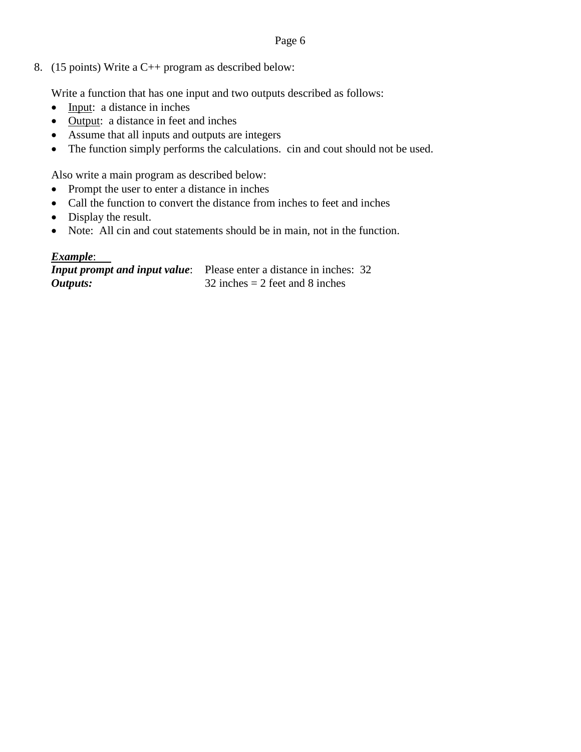8. (15 points) Write a C++ program as described below:

   Write a function that has one input and two outputs described as follows:

   - <u>Input</u>: a distance in inches
   - <u>Output</u>: a distance in feet and inches
   - Assume that all inputs and outputs are integers
   - The function simply performs the calculations. cin and cout should not be used.

   Also write a main program as described below:

   - Prompt the user to enter a distance in inches
   - Call the function to convert the distance from inches to feet and inches
   - Display the result.
   - Note: All cin and cout statements should be in main, not in the function.

   ***<u>Example</u>***:

   | | |
   |---|---|
   | ***Input prompt and input value***: | Please enter a distance in inches: 32 |
   | ***Outputs:*** | 32 inches = 2 feet and 8 inches |